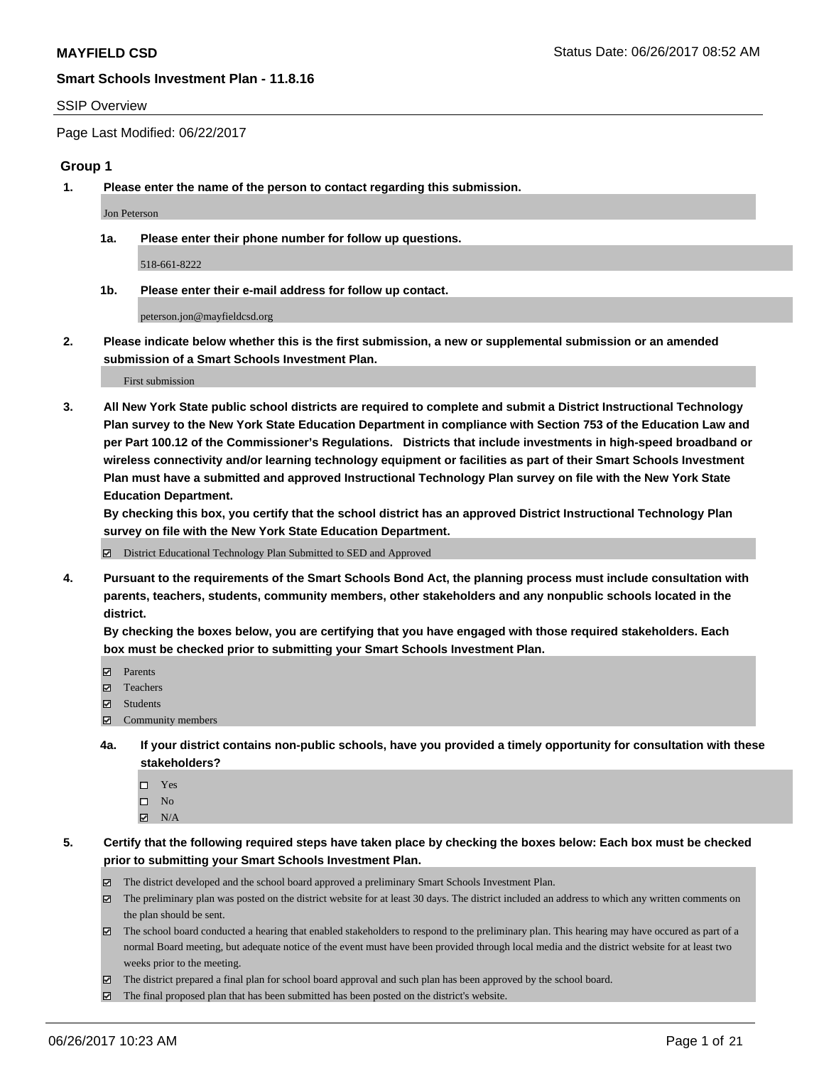**MAYFIELD CSD** Status Date: 06/26/2017 08:52 AM

**Smart Schools Investment Plan - 11.8.16**

SSIP Overview

Page Last Modified: 06/22/2017

## Group 1

**1. Please enter the name of the person to contact regarding this submission.**

Jon Peterson

**1a. Please enter their phone number for follow up questions.**

518-661-8222

**1b. Please enter their e-mail address for follow up contact.**

peterson.jon@mayfieldcsd.org

**2. Please indicate below whether this is the first submission, a new or supplemental submission or an amended submission of a Smart Schools Investment Plan.**

First submission

**3. All New York State public school districts are required to complete and submit a District Instructional Technology Plan survey to the New York State Education Department in compliance with Section 753 of the Education Law and per Part 100.12 of the Commissioner's Regulations. Districts that include investments in high-speed broadband or wireless connectivity and/or learning technology equipment or facilities as part of their Smart Schools Investment Plan must have a submitted and approved Instructional Technology Plan survey on file with the New York State Education Department.**
**By checking this box, you certify that the school district has an approved District Instructional Technology Plan survey on file with the New York State Education Department.**

☑ District Educational Technology Plan Submitted to SED and Approved

**4. Pursuant to the requirements of the Smart Schools Bond Act, the planning process must include consultation with parents, teachers, students, community members, other stakeholders and any nonpublic schools located in the district.**
**By checking the boxes below, you are certifying that you have engaged with those required stakeholders. Each box must be checked prior to submitting your Smart Schools Investment Plan.**

☑ Parents
☑ Teachers
☑ Students
☑ Community members

**4a. If your district contains non-public schools, have you provided a timely opportunity for consultation with these stakeholders?**

☐ Yes
☐ No
☑ N/A

**5. Certify that the following required steps have taken place by checking the boxes below: Each box must be checked prior to submitting your Smart Schools Investment Plan.**

☑ The district developed and the school board approved a preliminary Smart Schools Investment Plan.
☑ The preliminary plan was posted on the district website for at least 30 days. The district included an address to which any written comments on the plan should be sent.
☑ The school board conducted a hearing that enabled stakeholders to respond to the preliminary plan. This hearing may have occured as part of a normal Board meeting, but adequate notice of the event must have been provided through local media and the district website for at least two weeks prior to the meeting.
☑ The district prepared a final plan for school board approval and such plan has been approved by the school board.
☑ The final proposed plan that has been submitted has been posted on the district's website.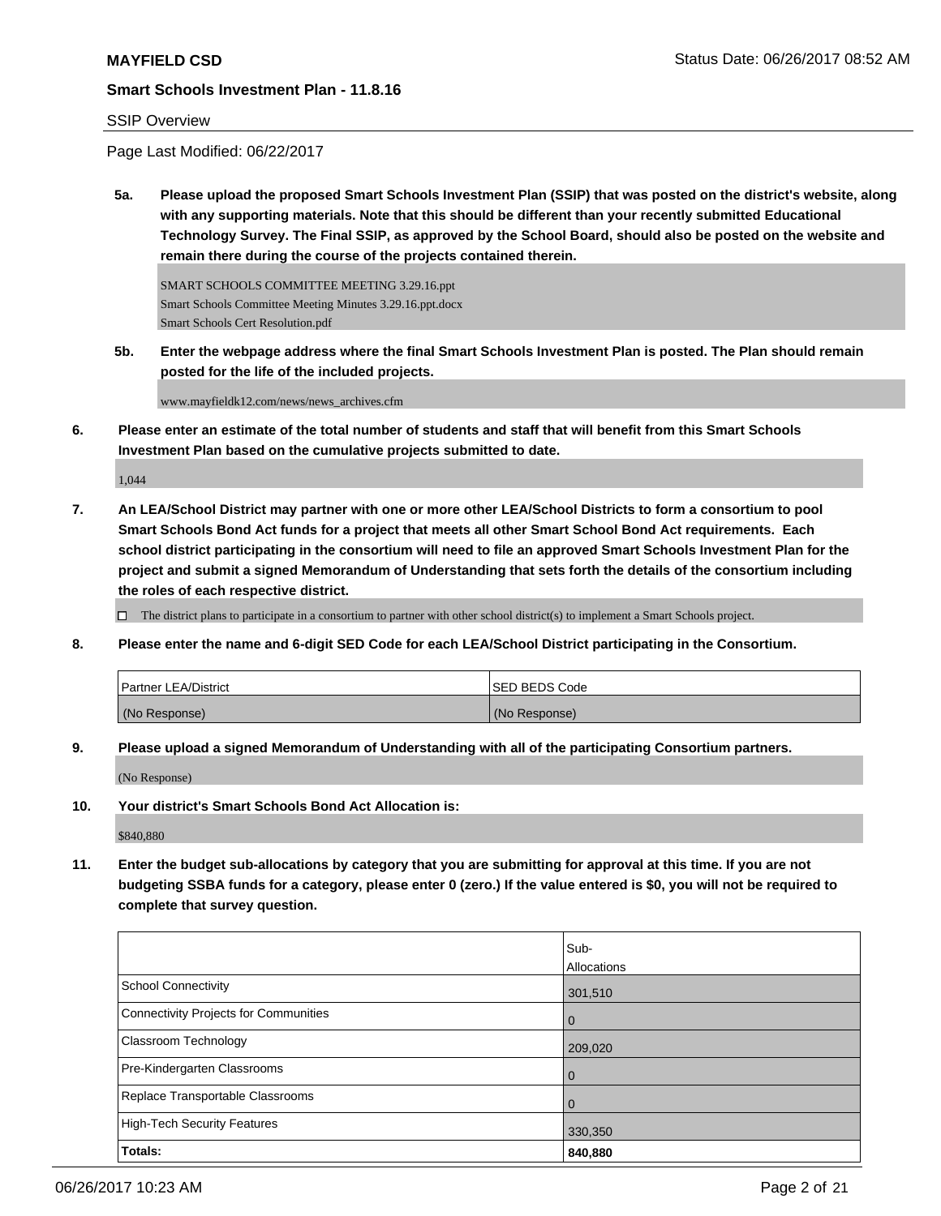**MAYFIELD CSD**

**Smart Schools Investment Plan - 11.8.16**

SSIP Overview

Page Last Modified: 06/22/2017

**5a. Please upload the proposed Smart Schools Investment Plan (SSIP) that was posted on the district's website, along with any supporting materials. Note that this should be different than your recently submitted Educational Technology Survey. The Final SSIP, as approved by the School Board, should also be posted on the website and remain there during the course of the projects contained therein.**

SMART SCHOOLS COMMITTEE MEETING 3.29.16.ppt
Smart Schools Committee Meeting Minutes 3.29.16.ppt.docx
Smart Schools Cert Resolution.pdf

**5b. Enter the webpage address where the final Smart Schools Investment Plan is posted. The Plan should remain posted for the life of the included projects.**

www.mayfieldk12.com/news/news_archives.cfm

**6. Please enter an estimate of the total number of students and staff that will benefit from this Smart Schools Investment Plan based on the cumulative projects submitted to date.**

1,044

**7. An LEA/School District may partner with one or more other LEA/School Districts to form a consortium to pool Smart Schools Bond Act funds for a project that meets all other Smart School Bond Act requirements. Each school district participating in the consortium will need to file an approved Smart Schools Investment Plan for the project and submit a signed Memorandum of Understanding that sets forth the details of the consortium including the roles of each respective district.**

☐ The district plans to participate in a consortium to partner with other school district(s) to implement a Smart Schools project.

**8. Please enter the name and 6-digit SED Code for each LEA/School District participating in the Consortium.**

| Partner LEA/District | SED BEDS Code |
| --- | --- |
| (No Response) | (No Response) |

**9. Please upload a signed Memorandum of Understanding with all of the participating Consortium partners.**

(No Response)

**10. Your district's Smart Schools Bond Act Allocation is:**

$840,880

**11. Enter the budget sub-allocations by category that you are submitting for approval at this time. If you are not budgeting SSBA funds for a category, please enter 0 (zero.) If the value entered is $0, you will not be required to complete that survey question.**

| | Sub-Allocations |
| --- | --- |
| School Connectivity | 301,510 |
| Connectivity Projects for Communities | 0 |
| Classroom Technology | 209,020 |
| Pre-Kindergarten Classrooms | 0 |
| Replace Transportable Classrooms | 0 |
| High-Tech Security Features | 330,350 |
| **Totals:** | **840,880** |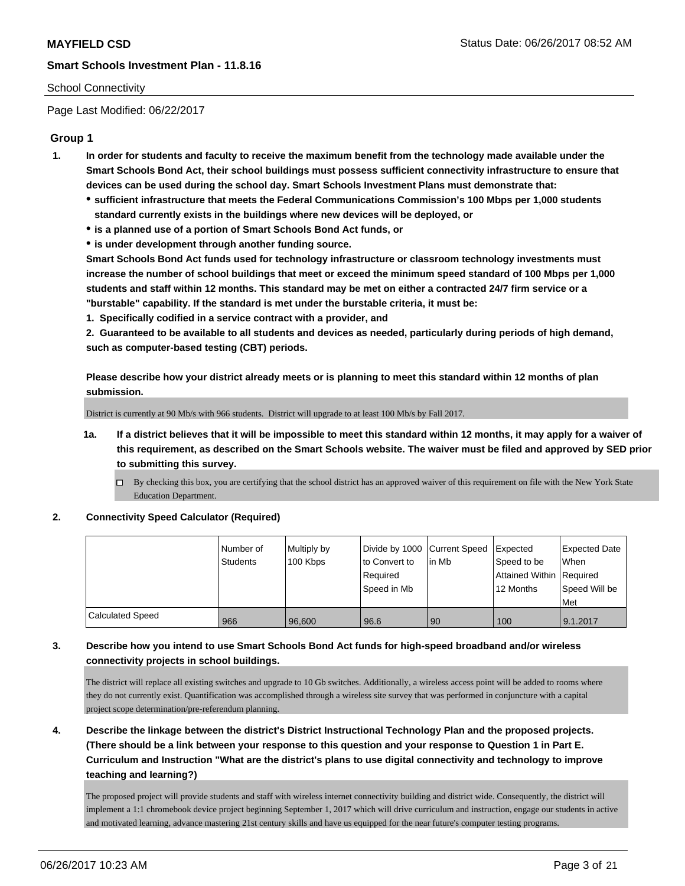**MAYFIELD CSD**

**Smart Schools Investment Plan - 11.8.16**

School Connectivity

Page Last Modified: 06/22/2017

## Group 1

1. **In order for students and faculty to receive the maximum benefit from the technology made available under the Smart Schools Bond Act, their school buildings must possess sufficient connectivity infrastructure to ensure that devices can be used during the school day. Smart Schools Investment Plans must demonstrate that:**
   - **sufficient infrastructure that meets the Federal Communications Commission's 100 Mbps per 1,000 students standard currently exists in the buildings where new devices will be deployed, or**
   - **is a planned use of a portion of Smart Schools Bond Act funds, or**
   - **is under development through another funding source.**

   **Smart Schools Bond Act funds used for technology infrastructure or classroom technology investments must increase the number of school buildings that meet or exceed the minimum speed standard of 100 Mbps per 1,000 students and staff within 12 months. This standard may be met on either a contracted 24/7 firm service or a "burstable" capability. If the standard is met under the burstable criteria, it must be:**

   **1. Specifically codified in a service contract with a provider, and**

   **2. Guaranteed to be available to all students and devices as needed, particularly during periods of high demand, such as computer-based testing (CBT) periods.**

   **Please describe how your district already meets or is planning to meet this standard within 12 months of plan submission.**

   District is currently at 90 Mb/s with 966 students. District will upgrade to at least 100 Mb/s by Fall 2017.

   1a. **If a district believes that it will be impossible to meet this standard within 12 months, it may apply for a waiver of this requirement, as described on the Smart Schools website. The waiver must be filed and approved by SED prior to submitting this survey.**

   ☐ By checking this box, you are certifying that the school district has an approved waiver of this requirement on file with the New York State Education Department.

2. **Connectivity Speed Calculator (Required)**

| | Number of Students | Multiply by 100 Kbps | Divide by 1000 to Convert to Required Speed in Mb | Current Speed in Mb | Expected Speed to be Attained Within 12 Months | Expected Date When Required Speed Will be Met |
|---|---|---|---|---|---|---|
| Calculated Speed | 966 | 96,600 | 96.6 | 90 | 100 | 9.1.2017 |

3. **Describe how you intend to use Smart Schools Bond Act funds for high-speed broadband and/or wireless connectivity projects in school buildings.**

   The district will replace all existing switches and upgrade to 10 Gb switches. Additionally, a wireless access point will be added to rooms where they do not currently exist. Quantification was accomplished through a wireless site survey that was performed in conjuncture with a capital project scope determination/pre-referendum planning.

4. **Describe the linkage between the district's District Instructional Technology Plan and the proposed projects. (There should be a link between your response to this question and your response to Question 1 in Part E. Curriculum and Instruction "What are the district's plans to use digital connectivity and technology to improve teaching and learning?)**

   The proposed project will provide students and staff with wireless internet connectivity building and district wide. Consequently, the district will implement a 1:1 chromebook device project beginning September 1, 2017 which will drive curriculum and instruction, engage our students in active and motivated learning, advance mastering 21st century skills and have us equipped for the near future's computer testing programs.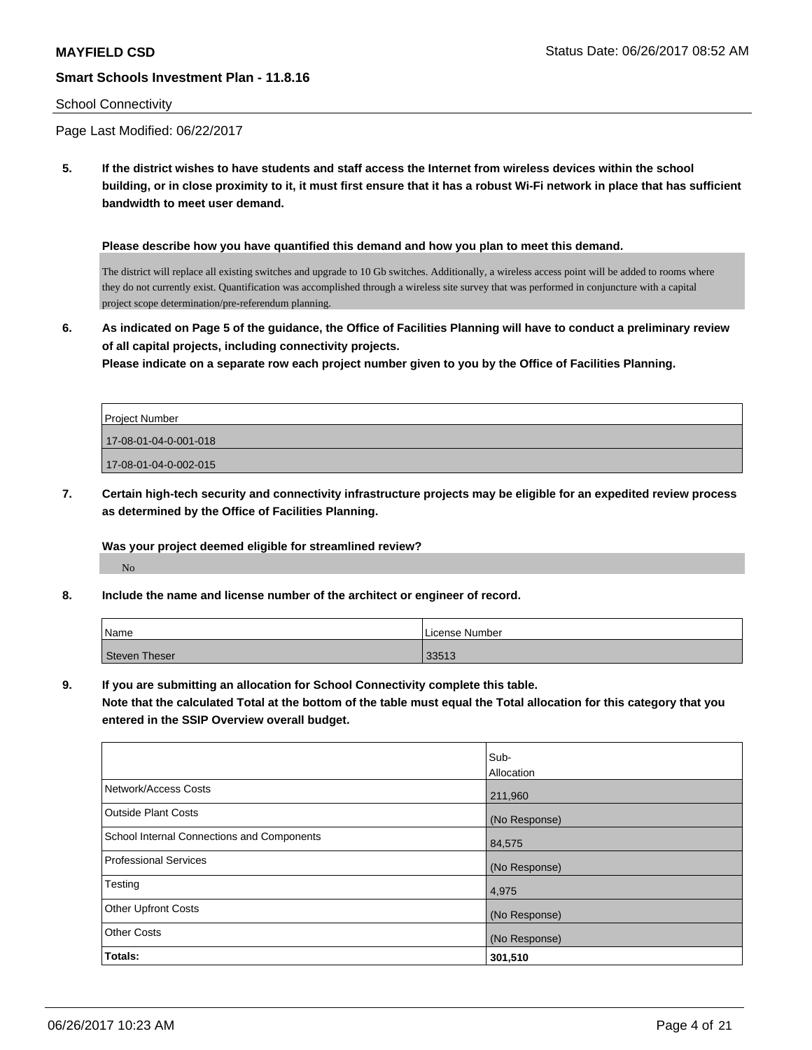School Connectivity

Page Last Modified: 06/22/2017

**5. If the district wishes to have students and staff access the Internet from wireless devices within the school building, or in close proximity to it, it must first ensure that it has a robust Wi-Fi network in place that has sufficient bandwidth to meet user demand.**

**Please describe how you have quantified this demand and how you plan to meet this demand.**

The district will replace all existing switches and upgrade to 10 Gb switches. Additionally, a wireless access point will be added to rooms where they do not currently exist. Quantification was accomplished through a wireless site survey that was performed in conjuncture with a capital project scope determination/pre-referendum planning.

**6. As indicated on Page 5 of the guidance, the Office of Facilities Planning will have to conduct a preliminary review of all capital projects, including connectivity projects.**
**Please indicate on a separate row each project number given to you by the Office of Facilities Planning.**

| Project Number |
| --- |
| 17-08-01-04-0-001-018 |
| 17-08-01-04-0-002-015 |

**7. Certain high-tech security and connectivity infrastructure projects may be eligible for an expedited review process as determined by the Office of Facilities Planning.**

**Was your project deemed eligible for streamlined review?**

No

**8. Include the name and license number of the architect or engineer of record.**

| Name | License Number |
| --- | --- |
| Steven Theser | 33513 |

**9. If you are submitting an allocation for School Connectivity complete this table.**
**Note that the calculated Total at the bottom of the table must equal the Total allocation for this category that you entered in the SSIP Overview overall budget.**

| | Sub-Allocation |
| --- | --- |
| Network/Access Costs | 211,960 |
| Outside Plant Costs | (No Response) |
| School Internal Connections and Components | 84,575 |
| Professional Services | (No Response) |
| Testing | 4,975 |
| Other Upfront Costs | (No Response) |
| Other Costs | (No Response) |
| **Totals:** | **301,510** |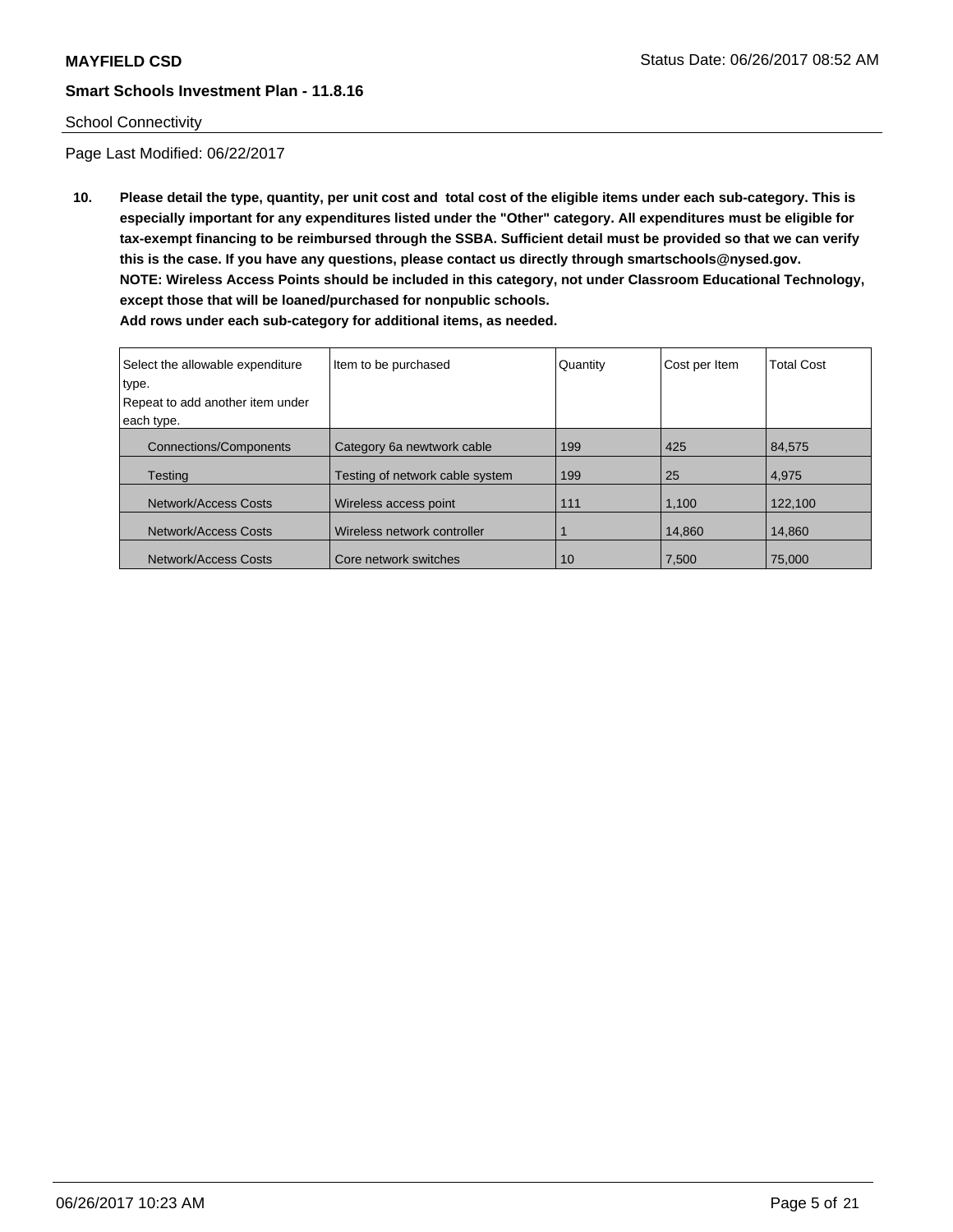**MAYFIELD CSD**

**Smart Schools Investment Plan - 11.8.16**

School Connectivity

Page Last Modified: 06/22/2017

**10. Please detail the type, quantity, per unit cost and total cost of the eligible items under each sub-category. This is especially important for any expenditures listed under the "Other" category. All expenditures must be eligible for tax-exempt financing to be reimbursed through the SSBA. Sufficient detail must be provided so that we can verify this is the case. If you have any questions, please contact us directly through smartschools@nysed.gov.**
**NOTE: Wireless Access Points should be included in this category, not under Classroom Educational Technology, except those that will be loaned/purchased for nonpublic schools.**
**Add rows under each sub-category for additional items, as needed.**

| Select the allowable expenditure type. Repeat to add another item under each type. | Item to be purchased | Quantity | Cost per Item | Total Cost |
|---|---|---|---|---|
| Connections/Components | Category 6a newtwork cable | 199 | 425 | 84,575 |
| Testing | Testing of network cable system | 199 | 25 | 4,975 |
| Network/Access Costs | Wireless access point | 111 | 1,100 | 122,100 |
| Network/Access Costs | Wireless network controller | 1 | 14,860 | 14,860 |
| Network/Access Costs | Core network switches | 10 | 7,500 | 75,000 |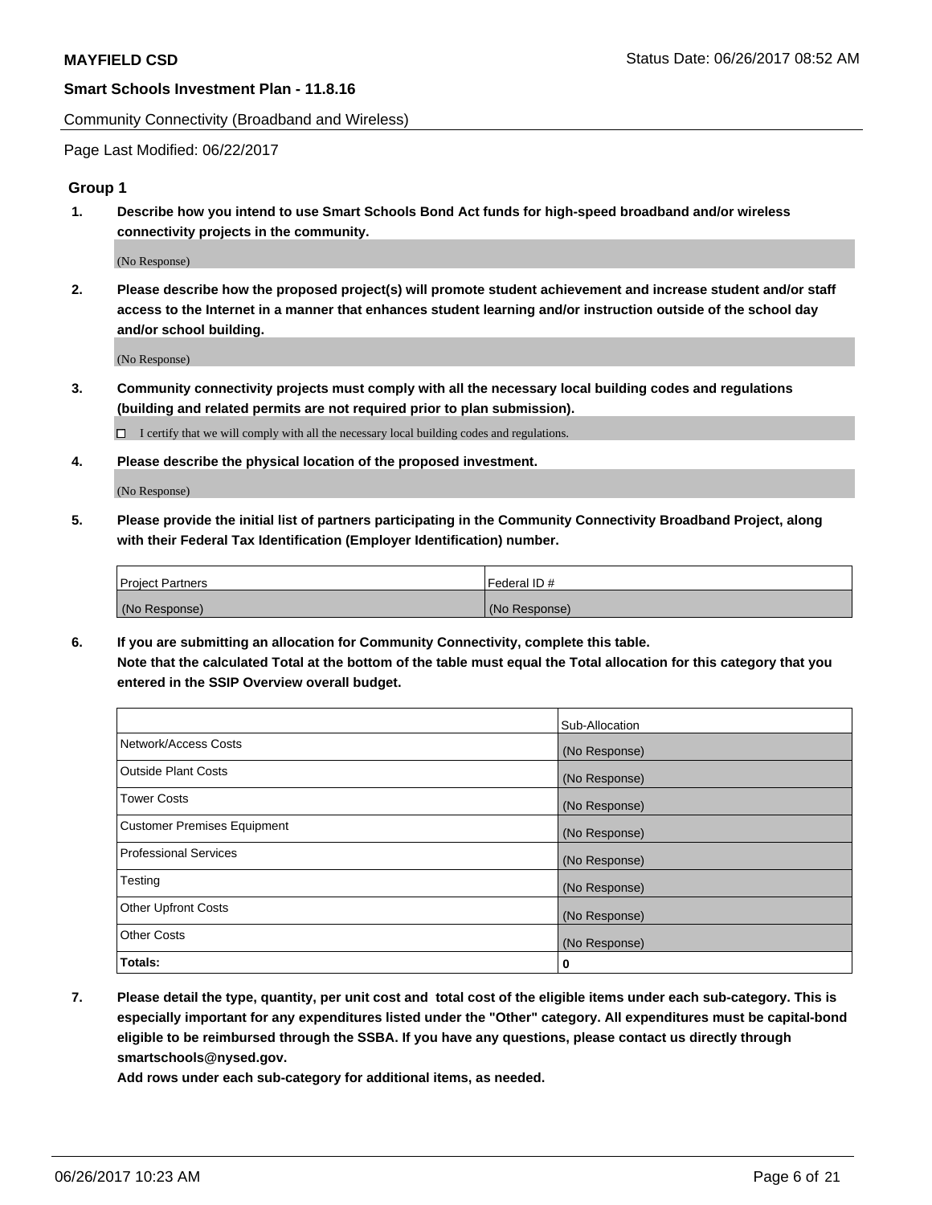Community Connectivity (Broadband and Wireless)

Page Last Modified: 06/22/2017

## Group 1

**1. Describe how you intend to use Smart Schools Bond Act funds for high-speed broadband and/or wireless connectivity projects in the community.**

(No Response)

**2. Please describe how the proposed project(s) will promote student achievement and increase student and/or staff access to the Internet in a manner that enhances student learning and/or instruction outside of the school day and/or school building.**

(No Response)

**3. Community connectivity projects must comply with all the necessary local building codes and regulations (building and related permits are not required prior to plan submission).**

☐ I certify that we will comply with all the necessary local building codes and regulations.

**4. Please describe the physical location of the proposed investment.**

(No Response)

**5. Please provide the initial list of partners participating in the Community Connectivity Broadband Project, along with their Federal Tax Identification (Employer Identification) number.**

| Project Partners | Federal ID # |
|---|---|
| (No Response) | (No Response) |

**6. If you are submitting an allocation for Community Connectivity, complete this table.**
**Note that the calculated Total at the bottom of the table must equal the Total allocation for this category that you entered in the SSIP Overview overall budget.**

| | Sub-Allocation |
|---|---|
| Network/Access Costs | (No Response) |
| Outside Plant Costs | (No Response) |
| Tower Costs | (No Response) |
| Customer Premises Equipment | (No Response) |
| Professional Services | (No Response) |
| Testing | (No Response) |
| Other Upfront Costs | (No Response) |
| Other Costs | (No Response) |
| **Totals:** | **0** |

**7. Please detail the type, quantity, per unit cost and total cost of the eligible items under each sub-category. This is especially important for any expenditures listed under the "Other" category. All expenditures must be capital-bond eligible to be reimbursed through the SSBA. If you have any questions, please contact us directly through smartschools@nysed.gov.**
**Add rows under each sub-category for additional items, as needed.**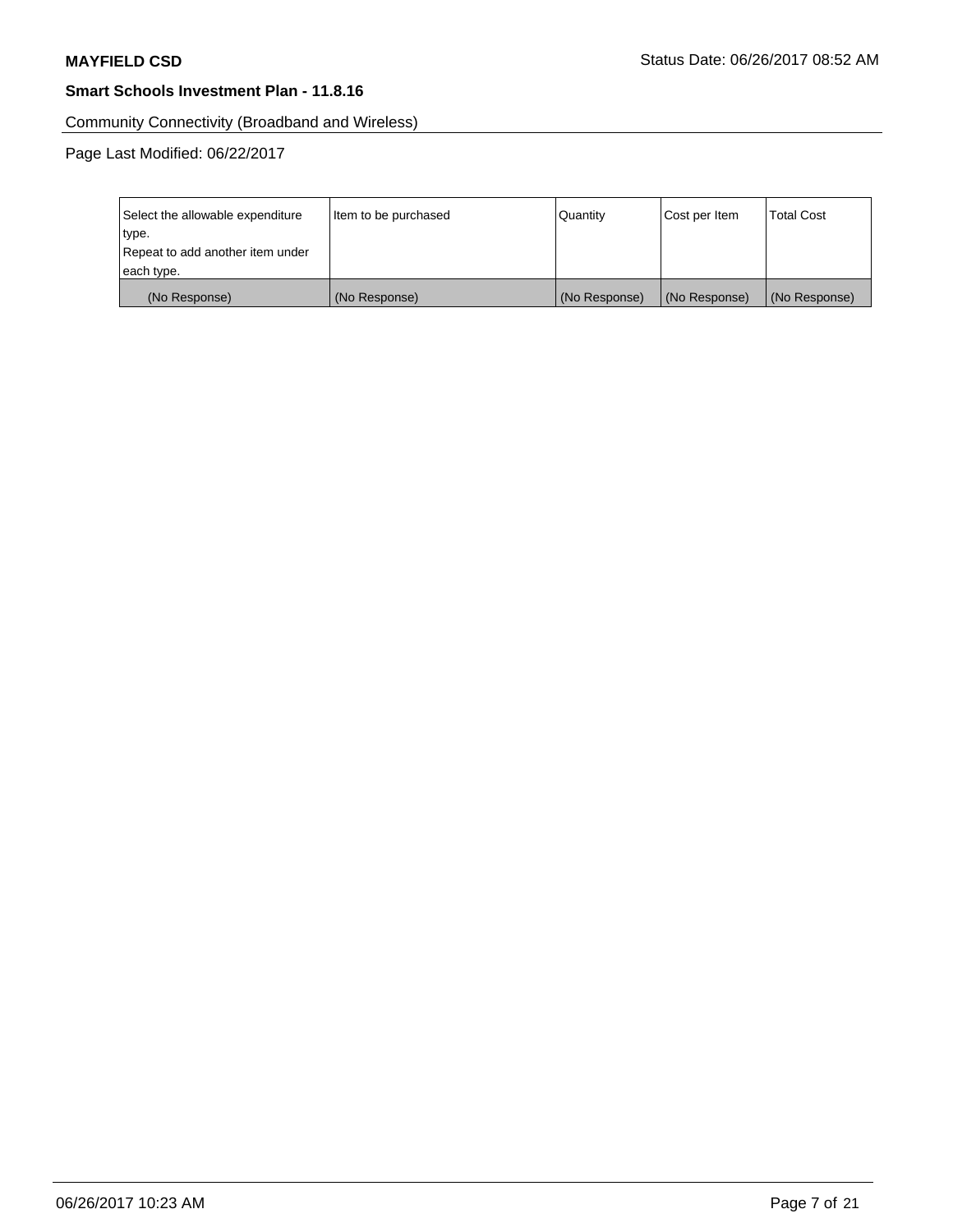Community Connectivity (Broadband and Wireless)

Page Last Modified: 06/22/2017

| Select the allowable expenditure type.<br>Repeat to add another item under each type. | Item to be purchased | Quantity | Cost per Item | Total Cost |
|---|---|---|---|---|
| (No Response) | (No Response) | (No Response) | (No Response) | (No Response) |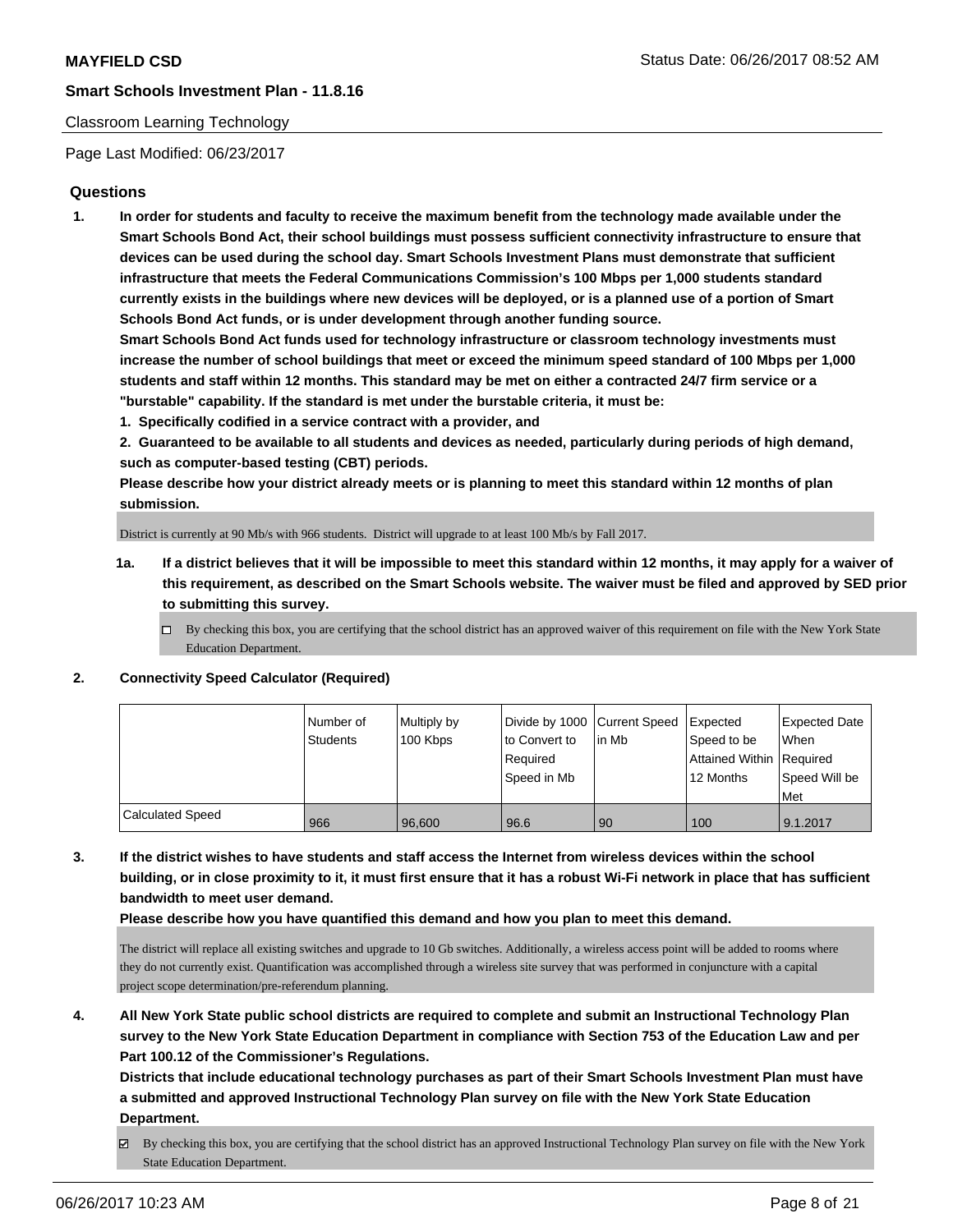Classroom Learning Technology

Page Last Modified: 06/23/2017

## Questions

1. **In order for students and faculty to receive the maximum benefit from the technology made available under the Smart Schools Bond Act, their school buildings must possess sufficient connectivity infrastructure to ensure that devices can be used during the school day. Smart Schools Investment Plans must demonstrate that sufficient infrastructure that meets the Federal Communications Commission's 100 Mbps per 1,000 students standard currently exists in the buildings where new devices will be deployed, or is a planned use of a portion of Smart Schools Bond Act funds, or is under development through another funding source.**

   **Smart Schools Bond Act funds used for technology infrastructure or classroom technology investments must increase the number of school buildings that meet or exceed the minimum speed standard of 100 Mbps per 1,000 students and staff within 12 months. This standard may be met on either a contracted 24/7 firm service or a "burstable" capability. If the standard is met under the burstable criteria, it must be:**

   **1. Specifically codified in a service contract with a provider, and**

   **2. Guaranteed to be available to all students and devices as needed, particularly during periods of high demand, such as computer-based testing (CBT) periods.**

   **Please describe how your district already meets or is planning to meet this standard within 12 months of plan submission.**

   District is currently at 90 Mb/s with 966 students. District will upgrade to at least 100 Mb/s by Fall 2017.

   **1a. If a district believes that it will be impossible to meet this standard within 12 months, it may apply for a waiver of this requirement, as described on the Smart Schools website. The waiver must be filed and approved by SED prior to submitting this survey.**

   ☐ By checking this box, you are certifying that the school district has an approved waiver of this requirement on file with the New York State Education Department.

2. **Connectivity Speed Calculator (Required)**

| | Number of Students | Multiply by 100 Kbps | Divide by 1000 to Convert to Required Speed in Mb | Current Speed in Mb | Expected Speed to be Attained Within 12 Months | Expected Date When Required Speed Will be Met |
|---|---|---|---|---|---|---|
| Calculated Speed | 966 | 96,600 | 96.6 | 90 | 100 | 9.1.2017 |

3. **If the district wishes to have students and staff access the Internet from wireless devices within the school building, or in close proximity to it, it must first ensure that it has a robust Wi-Fi network in place that has sufficient bandwidth to meet user demand.**

   **Please describe how you have quantified this demand and how you plan to meet this demand.**

   The district will replace all existing switches and upgrade to 10 Gb switches. Additionally, a wireless access point will be added to rooms where they do not currently exist. Quantification was accomplished through a wireless site survey that was performed in conjuncture with a capital project scope determination/pre-referendum planning.

4. **All New York State public school districts are required to complete and submit an Instructional Technology Plan survey to the New York State Education Department in compliance with Section 753 of the Education Law and per Part 100.12 of the Commissioner's Regulations.**

   **Districts that include educational technology purchases as part of their Smart Schools Investment Plan must have a submitted and approved Instructional Technology Plan survey on file with the New York State Education Department.**

   ☑ By checking this box, you are certifying that the school district has an approved Instructional Technology Plan survey on file with the New York State Education Department.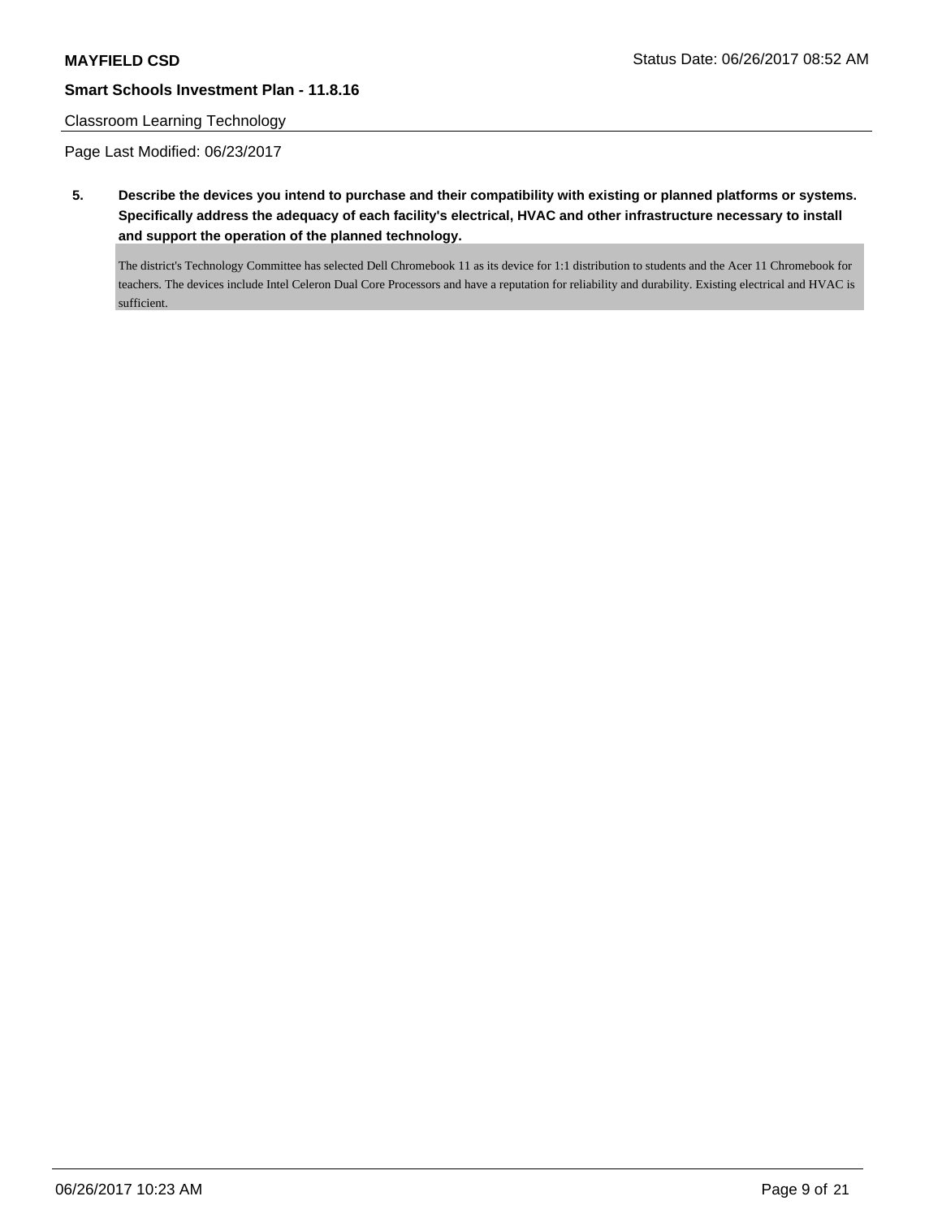Classroom Learning Technology

Page Last Modified: 06/23/2017

**5. Describe the devices you intend to purchase and their compatibility with existing or planned platforms or systems. Specifically address the adequacy of each facility's electrical, HVAC and other infrastructure necessary to install and support the operation of the planned technology.**

The district's Technology Committee has selected Dell Chromebook 11 as its device for 1:1 distribution to students and the Acer 11 Chromebook for teachers. The devices include Intel Celeron Dual Core Processors and have a reputation for reliability and durability. Existing electrical and HVAC is sufficient.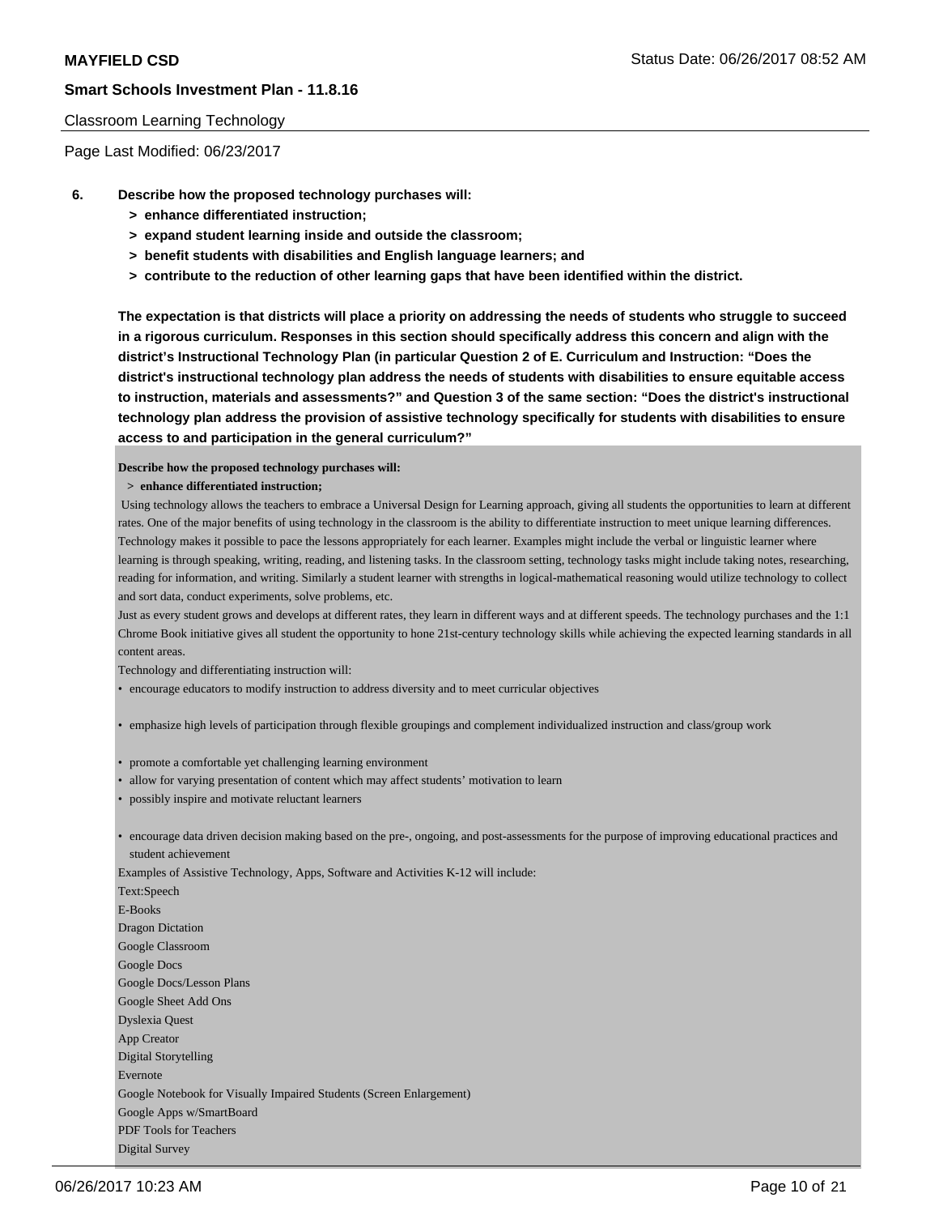Classroom Learning Technology

Page Last Modified: 06/23/2017

**6. Describe how the proposed technology purchases will:**

**> enhance differentiated instruction;**

**> expand student learning inside and outside the classroom;**

**> benefit students with disabilities and English language learners; and**

**> contribute to the reduction of other learning gaps that have been identified within the district.**

**The expectation is that districts will place a priority on addressing the needs of students who struggle to succeed in a rigorous curriculum. Responses in this section should specifically address this concern and align with the district's Instructional Technology Plan (in particular Question 2 of E. Curriculum and Instruction: "Does the district's instructional technology plan address the needs of students with disabilities to ensure equitable access to instruction, materials and assessments?" and Question 3 of the same section: "Does the district's instructional technology plan address the provision of assistive technology specifically for students with disabilities to ensure access to and participation in the general curriculum?"**

**Describe how the proposed technology purchases will:**

**> enhance differentiated instruction;**

Using technology allows the teachers to embrace a Universal Design for Learning approach, giving all students the opportunities to learn at different rates. One of the major benefits of using technology in the classroom is the ability to differentiate instruction to meet unique learning differences. Technology makes it possible to pace the lessons appropriately for each learner. Examples might include the verbal or linguistic learner where learning is through speaking, writing, reading, and listening tasks. In the classroom setting, technology tasks might include taking notes, researching, reading for information, and writing. Similarly a student learner with strengths in logical-mathematical reasoning would utilize technology to collect and sort data, conduct experiments, solve problems, etc.

Just as every student grows and develops at different rates, they learn in different ways and at different speeds. The technology purchases and the 1:1 Chrome Book initiative gives all student the opportunity to hone 21st-century technology skills while achieving the expected learning standards in all content areas.

Technology and differentiating instruction will:

- encourage educators to modify instruction to address diversity and to meet curricular objectives
- emphasize high levels of participation through flexible groupings and complement individualized instruction and class/group work
- promote a comfortable yet challenging learning environment
- allow for varying presentation of content which may affect students' motivation to learn
- possibly inspire and motivate reluctant learners
- encourage data driven decision making based on the pre-, ongoing, and post-assessments for the purpose of improving educational practices and student achievement

Examples of Assistive Technology, Apps, Software and Activities K-12 will include:

Text:Speech
E-Books
Dragon Dictation
Google Classroom
Google Docs
Google Docs/Lesson Plans
Google Sheet Add Ons
Dyslexia Quest
App Creator
Digital Storytelling
Evernote
Google Notebook for Visually Impaired Students (Screen Enlargement)
Google Apps w/SmartBoard
PDF Tools for Teachers
Digital Survey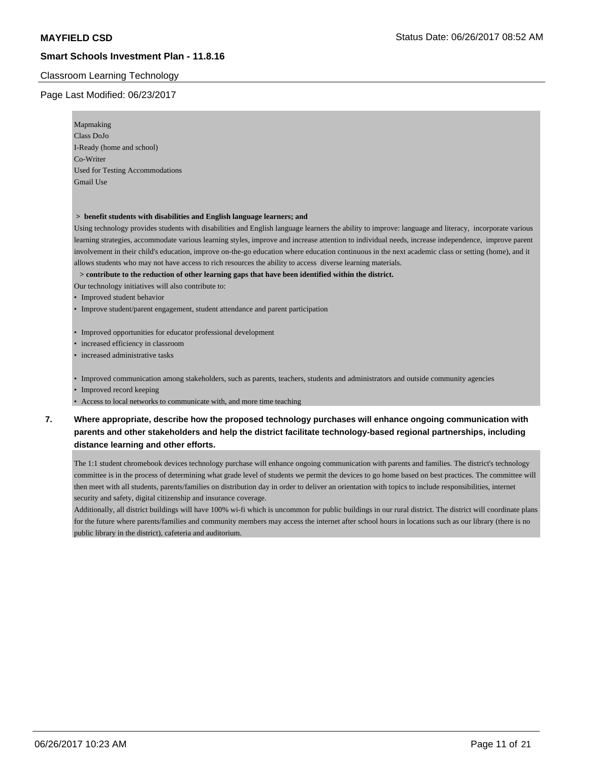Classroom Learning Technology

Page Last Modified: 06/23/2017

Mapmaking
Class DoJo
I-Ready (home and school)
Co-Writer
Used for Testing Accommodations
Gmail Use

**> benefit students with disabilities and English language learners; and**

Using technology provides students with disabilities and English language learners the ability to improve: language and literacy, incorporate various learning strategies, accommodate various learning styles, improve and increase attention to individual needs, increase independence, improve parent involvement in their child's education, improve on-the-go education where education continuous in the next academic class or setting (home), and it allows students who may not have access to rich resources the ability to access diverse learning materials.

**> contribute to the reduction of other learning gaps that have been identified within the district.**

Our technology initiatives will also contribute to:

- Improved student behavior
- Improve student/parent engagement, student attendance and parent participation

- Improved opportunities for educator professional development
- increased efficiency in classroom
- increased administrative tasks

- Improved communication among stakeholders, such as parents, teachers, students and administrators and outside community agencies
- Improved record keeping
- Access to local networks to communicate with, and more time teaching

**7. Where appropriate, describe how the proposed technology purchases will enhance ongoing communication with parents and other stakeholders and help the district facilitate technology-based regional partnerships, including distance learning and other efforts.**

The 1:1 student chromebook devices technology purchase will enhance ongoing communication with parents and families. The district's technology committee is in the process of determining what grade level of students we permit the devices to go home based on best practices. The committee will then meet with all students, parents/families on distribution day in order to deliver an orientation with topics to include responsibilities, internet security and safety, digital citizenship and insurance coverage.

Additionally, all district buildings will have 100% wi-fi which is uncommon for public buildings in our rural district. The district will coordinate plans for the future where parents/families and community members may access the internet after school hours in locations such as our library (there is no public library in the district), cafeteria and auditorium.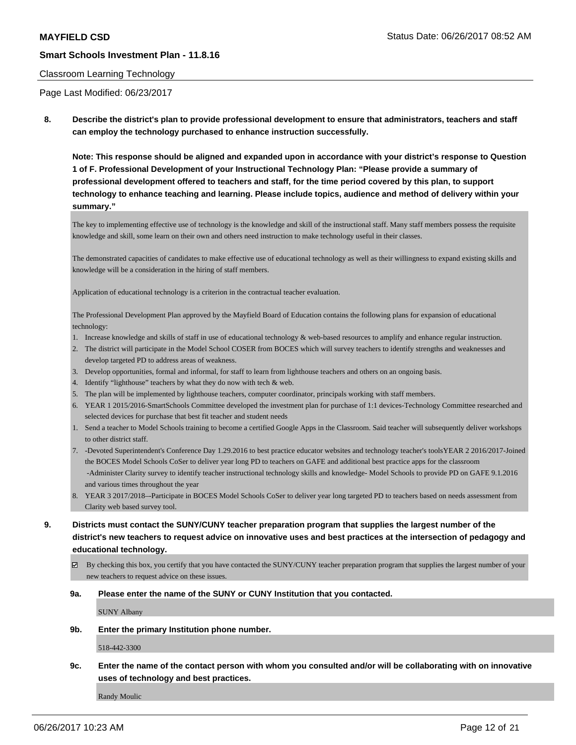**MAYFIELD CSD**

**Smart Schools Investment Plan - 11.8.16**

Classroom Learning Technology

Page Last Modified: 06/23/2017

**8. Describe the district's plan to provide professional development to ensure that administrators, teachers and staff can employ the technology purchased to enhance instruction successfully.**

**Note: This response should be aligned and expanded upon in accordance with your district's response to Question 1 of F. Professional Development of your Instructional Technology Plan: "Please provide a summary of professional development offered to teachers and staff, for the time period covered by this plan, to support technology to enhance teaching and learning. Please include topics, audience and method of delivery within your summary."**

The key to implementing effective use of technology is the knowledge and skill of the instructional staff. Many staff members possess the requisite knowledge and skill, some learn on their own and others need instruction to make technology useful in their classes.

The demonstrated capacities of candidates to make effective use of educational technology as well as their willingness to expand existing skills and knowledge will be a consideration in the hiring of staff members.

Application of educational technology is a criterion in the contractual teacher evaluation.

The Professional Development Plan approved by the Mayfield Board of Education contains the following plans for expansion of educational technology:

1. Increase knowledge and skills of staff in use of educational technology & web-based resources to amplify and enhance regular instruction.
2. The district will participate in the Model School COSER from BOCES which will survey teachers to identify strengths and weaknesses and develop targeted PD to address areas of weakness.
3. Develop opportunities, formal and informal, for staff to learn from lighthouse teachers and others on an ongoing basis.
4. Identify "lighthouse" teachers by what they do now with tech & web.
5. The plan will be implemented by lighthouse teachers, computer coordinator, principals working with staff members.
6. YEAR 1 2015/2016-SmartSchools Committee developed the investment plan for purchase of 1:1 devices-Technology Committee researched and selected devices for purchase that best fit teacher and student needs
1. Send a teacher to Model Schools training to become a certified Google Apps in the Classroom. Said teacher will subsequently deliver workshops to other district staff.
7. -Devoted Superintendent's Conference Day 1.29.2016 to best practice educator websites and technology teacher's toolsYEAR 2 2016/2017-Joined the BOCES Model Schools CoSer to deliver year long PD to teachers on GAFE and additional best practice apps for the classroom -Administer Clarity survey to identify teacher instructional technology skills and knowledge- Model Schools to provide PD on GAFE 9.1.2016 and various times throughout the year
8. YEAR 3 2017/2018--Participate in BOCES Model Schools CoSer to deliver year long targeted PD to teachers based on needs assessment from Clarity web based survey tool.

**9. Districts must contact the SUNY/CUNY teacher preparation program that supplies the largest number of the district's new teachers to request advice on innovative uses and best practices at the intersection of pedagogy and educational technology.**

☑ By checking this box, you certify that you have contacted the SUNY/CUNY teacher preparation program that supplies the largest number of your new teachers to request advice on these issues.

**9a. Please enter the name of the SUNY or CUNY Institution that you contacted.**

SUNY Albany

**9b. Enter the primary Institution phone number.**

518-442-3300

**9c. Enter the name of the contact person with whom you consulted and/or will be collaborating with on innovative uses of technology and best practices.**

Randy Moulic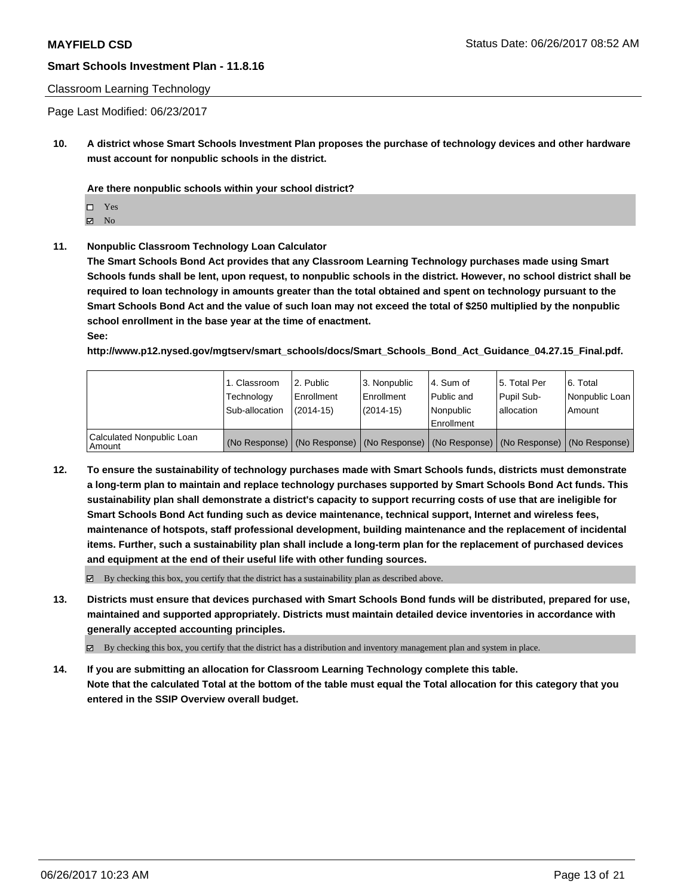**MAYFIELD CSD**

**Smart Schools Investment Plan - 11.8.16**

Classroom Learning Technology

Page Last Modified: 06/23/2017

**10. A district whose Smart Schools Investment Plan proposes the purchase of technology devices and other hardware must account for nonpublic schools in the district.**

**Are there nonpublic schools within your school district?**

☐ Yes
☑ No

**11. Nonpublic Classroom Technology Loan Calculator**

**The Smart Schools Bond Act provides that any Classroom Learning Technology purchases made using Smart Schools funds shall be lent, upon request, to nonpublic schools in the district. However, no school district shall be required to loan technology in amounts greater than the total obtained and spent on technology pursuant to the Smart Schools Bond Act and the value of such loan may not exceed the total of $250 multiplied by the nonpublic school enrollment in the base year at the time of enactment.**

**See:**

**http://www.p12.nysed.gov/mgtserv/smart_schools/docs/Smart_Schools_Bond_Act_Guidance_04.27.15_Final.pdf.**

| | 1. Classroom Technology Sub-allocation | 2. Public Enrollment (2014-15) | 3. Nonpublic Enrollment (2014-15) | 4. Sum of Public and Nonpublic Enrollment | 5. Total Per Pupil Sub-allocation | 6. Total Nonpublic Loan Amount |
|---|---|---|---|---|---|---|
| Calculated Nonpublic Loan Amount | (No Response) | (No Response) | (No Response) | (No Response) | (No Response) | (No Response) |

**12. To ensure the sustainability of technology purchases made with Smart Schools funds, districts must demonstrate a long-term plan to maintain and replace technology purchases supported by Smart Schools Bond Act funds. This sustainability plan shall demonstrate a district's capacity to support recurring costs of use that are ineligible for Smart Schools Bond Act funding such as device maintenance, technical support, Internet and wireless fees, maintenance of hotspots, staff professional development, building maintenance and the replacement of incidental items. Further, such a sustainability plan shall include a long-term plan for the replacement of purchased devices and equipment at the end of their useful life with other funding sources.**

☑ By checking this box, you certify that the district has a sustainability plan as described above.

**13. Districts must ensure that devices purchased with Smart Schools Bond funds will be distributed, prepared for use, maintained and supported appropriately. Districts must maintain detailed device inventories in accordance with generally accepted accounting principles.**

☑ By checking this box, you certify that the district has a distribution and inventory management plan and system in place.

**14. If you are submitting an allocation for Classroom Learning Technology complete this table. Note that the calculated Total at the bottom of the table must equal the Total allocation for this category that you entered in the SSIP Overview overall budget.**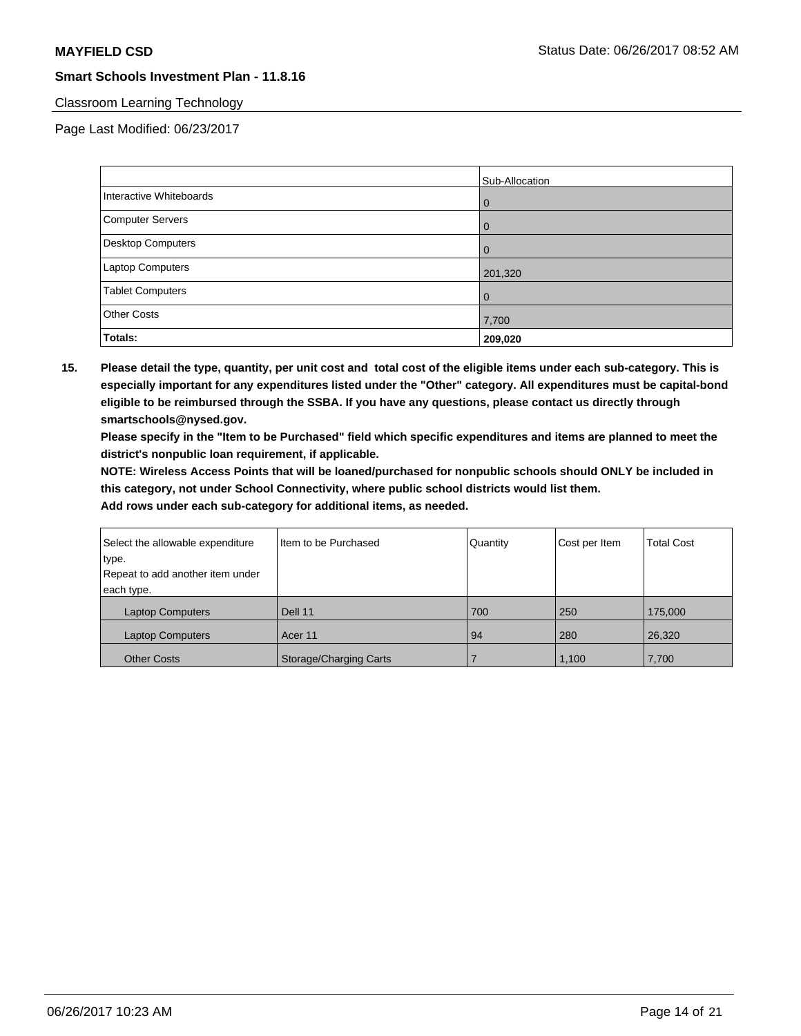Classroom Learning Technology

Page Last Modified: 06/23/2017

| | Sub-Allocation |
| --- | --- |
| Interactive Whiteboards | 0 |
| Computer Servers | 0 |
| Desktop Computers | 0 |
| Laptop Computers | 201,320 |
| Tablet Computers | 0 |
| Other Costs | 7,700 |
| **Totals:** | **209,020** |

**15. Please detail the type, quantity, per unit cost and total cost of the eligible items under each sub-category. This is especially important for any expenditures listed under the "Other" category. All expenditures must be capital-bond eligible to be reimbursed through the SSBA. If you have any questions, please contact us directly through smartschools@nysed.gov.**

**Please specify in the "Item to be Purchased" field which specific expenditures and items are planned to meet the district's nonpublic loan requirement, if applicable.**

**NOTE: Wireless Access Points that will be loaned/purchased for nonpublic schools should ONLY be included in this category, not under School Connectivity, where public school districts would list them.**

**Add rows under each sub-category for additional items, as needed.**

| Select the allowable expenditure type. Repeat to add another item under each type. | Item to be Purchased | Quantity | Cost per Item | Total Cost |
| --- | --- | --- | --- | --- |
| Laptop Computers | Dell 11 | 700 | 250 | 175,000 |
| Laptop Computers | Acer 11 | 94 | 280 | 26,320 |
| Other Costs | Storage/Charging Carts | 7 | 1,100 | 7,700 |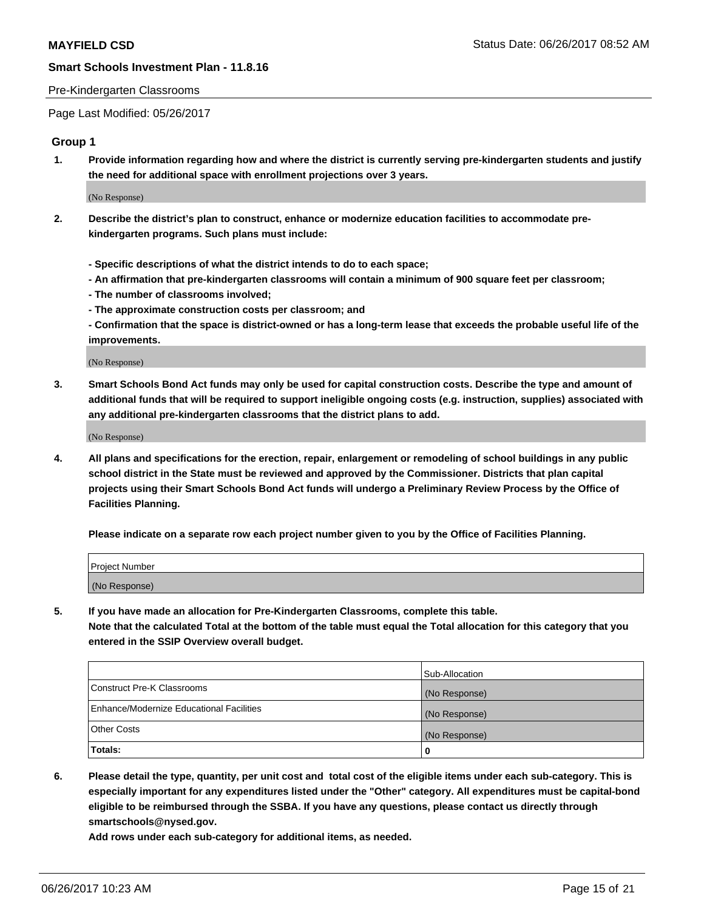Pre-Kindergarten Classrooms

Page Last Modified: 05/26/2017

## Group 1

**1. Provide information regarding how and where the district is currently serving pre-kindergarten students and justify the need for additional space with enrollment projections over 3 years.**

(No Response)

**2. Describe the district's plan to construct, enhance or modernize education facilities to accommodate pre-kindergarten programs. Such plans must include:**

**- Specific descriptions of what the district intends to do to each space;**
**- An affirmation that pre-kindergarten classrooms will contain a minimum of 900 square feet per classroom;**
**- The number of classrooms involved;**
**- The approximate construction costs per classroom; and**
**- Confirmation that the space is district-owned or has a long-term lease that exceeds the probable useful life of the improvements.**

(No Response)

**3. Smart Schools Bond Act funds may only be used for capital construction costs. Describe the type and amount of additional funds that will be required to support ineligible ongoing costs (e.g. instruction, supplies) associated with any additional pre-kindergarten classrooms that the district plans to add.**

(No Response)

**4. All plans and specifications for the erection, repair, enlargement or remodeling of school buildings in any public school district in the State must be reviewed and approved by the Commissioner. Districts that plan capital projects using their Smart Schools Bond Act funds will undergo a Preliminary Review Process by the Office of Facilities Planning.**

**Please indicate on a separate row each project number given to you by the Office of Facilities Planning.**

| Project Number |
|---|
| (No Response) |

**5. If you have made an allocation for Pre-Kindergarten Classrooms, complete this table.**
**Note that the calculated Total at the bottom of the table must equal the Total allocation for this category that you entered in the SSIP Overview overall budget.**

| | Sub-Allocation |
|---|---|
| Construct Pre-K Classrooms | (No Response) |
| Enhance/Modernize Educational Facilities | (No Response) |
| Other Costs | (No Response) |
| **Totals:** | **0** |

**6. Please detail the type, quantity, per unit cost and total cost of the eligible items under each sub-category. This is especially important for any expenditures listed under the "Other" category. All expenditures must be capital-bond eligible to be reimbursed through the SSBA. If you have any questions, please contact us directly through smartschools@nysed.gov.**

**Add rows under each sub-category for additional items, as needed.**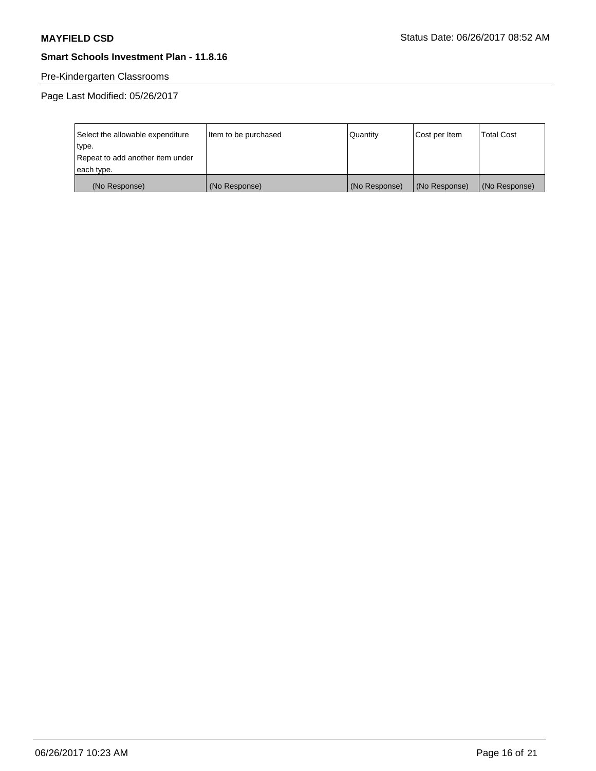Pre-Kindergarten Classrooms

Page Last Modified: 05/26/2017

| Select the allowable expenditure type.<br>Repeat to add another item under each type. | Item to be purchased | Quantity | Cost per Item | Total Cost |
|---|---|---|---|---|
| (No Response) | (No Response) | (No Response) | (No Response) | (No Response) |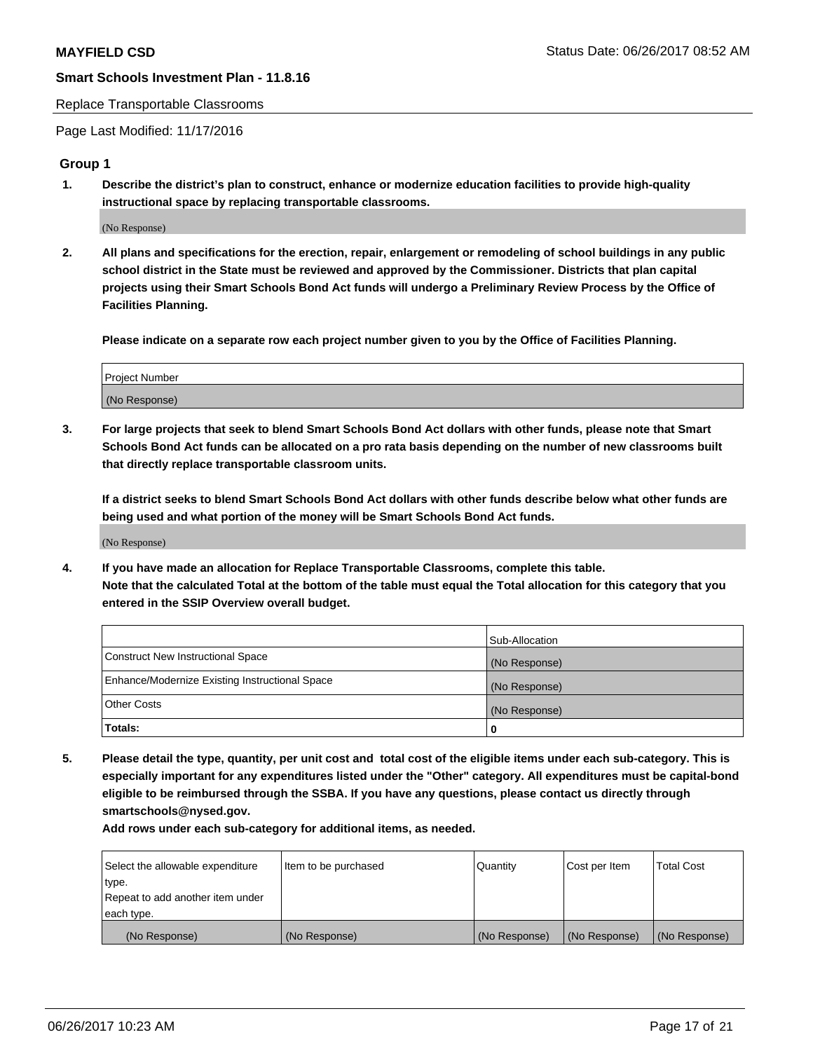Replace Transportable Classrooms

Page Last Modified: 11/17/2016

## Group 1

**1. Describe the district's plan to construct, enhance or modernize education facilities to provide high-quality instructional space by replacing transportable classrooms.**

(No Response)

**2. All plans and specifications for the erection, repair, enlargement or remodeling of school buildings in any public school district in the State must be reviewed and approved by the Commissioner. Districts that plan capital projects using their Smart Schools Bond Act funds will undergo a Preliminary Review Process by the Office of Facilities Planning.**

**Please indicate on a separate row each project number given to you by the Office of Facilities Planning.**

| Project Number |
| --- |
| (No Response) |

**3. For large projects that seek to blend Smart Schools Bond Act dollars with other funds, please note that Smart Schools Bond Act funds can be allocated on a pro rata basis depending on the number of new classrooms built that directly replace transportable classroom units.**

**If a district seeks to blend Smart Schools Bond Act dollars with other funds describe below what other funds are being used and what portion of the money will be Smart Schools Bond Act funds.**

(No Response)

**4. If you have made an allocation for Replace Transportable Classrooms, complete this table. Note that the calculated Total at the bottom of the table must equal the Total allocation for this category that you entered in the SSIP Overview overall budget.**

| | Sub-Allocation |
| --- | --- |
| Construct New Instructional Space | (No Response) |
| Enhance/Modernize Existing Instructional Space | (No Response) |
| Other Costs | (No Response) |
| **Totals:** | **0** |

**5. Please detail the type, quantity, per unit cost and total cost of the eligible items under each sub-category. This is especially important for any expenditures listed under the "Other" category. All expenditures must be capital-bond eligible to be reimbursed through the SSBA. If you have any questions, please contact us directly through smartschools@nysed.gov.**

**Add rows under each sub-category for additional items, as needed.**

| Select the allowable expenditure type. Repeat to add another item under each type. | Item to be purchased | Quantity | Cost per Item | Total Cost |
| --- | --- | --- | --- | --- |
| (No Response) | (No Response) | (No Response) | (No Response) | (No Response) |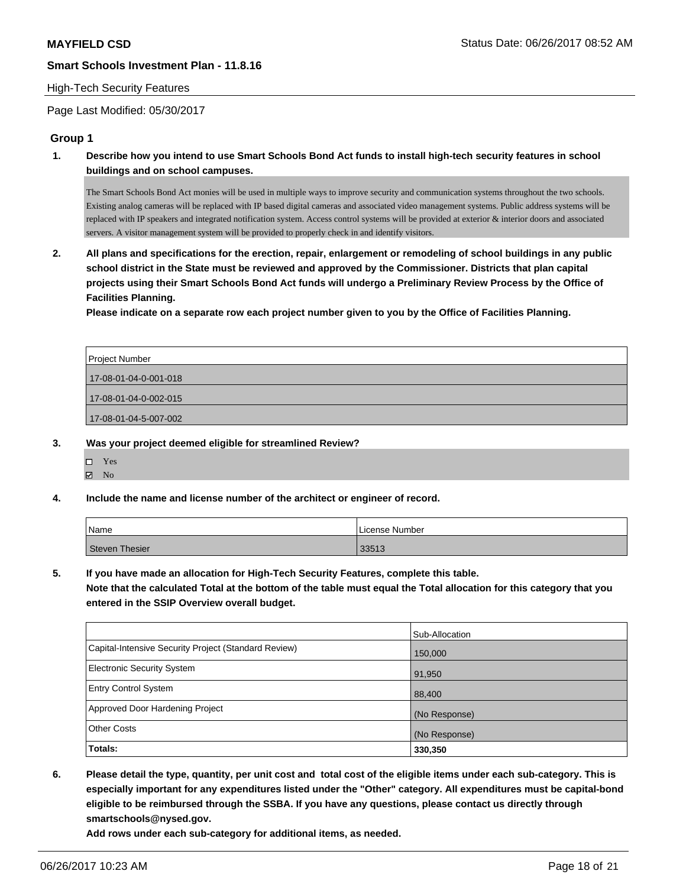**MAYFIELD CSD**

**Smart Schools Investment Plan - 11.8.16**

High-Tech Security Features

Page Last Modified: 05/30/2017

## Group 1

**1. Describe how you intend to use Smart Schools Bond Act funds to install high-tech security features in school buildings and on school campuses.**

The Smart Schools Bond Act monies will be used in multiple ways to improve security and communication systems throughout the two schools. Existing analog cameras will be replaced with IP based digital cameras and associated video management systems. Public address systems will be replaced with IP speakers and integrated notification system. Access control systems will be provided at exterior & interior doors and associated servers. A visitor management system will be provided to properly check in and identify visitors.

**2. All plans and specifications for the erection, repair, enlargement or remodeling of school buildings in any public school district in the State must be reviewed and approved by the Commissioner. Districts that plan capital projects using their Smart Schools Bond Act funds will undergo a Preliminary Review Process by the Office of Facilities Planning.**

**Please indicate on a separate row each project number given to you by the Office of Facilities Planning.**

| Project Number |
|---|
| 17-08-01-04-0-001-018 |
| 17-08-01-04-0-002-015 |
| 17-08-01-04-5-007-002 |

**3. Was your project deemed eligible for streamlined Review?**

- ☐ Yes
- ☑ No

**4. Include the name and license number of the architect or engineer of record.**

| Name | License Number |
|---|---|
| Steven Thesier | 33513 |

**5. If you have made an allocation for High-Tech Security Features, complete this table.**
**Note that the calculated Total at the bottom of the table must equal the Total allocation for this category that you entered in the SSIP Overview overall budget.**

| | Sub-Allocation |
|---|---|
| Capital-Intensive Security Project (Standard Review) | 150,000 |
| Electronic Security System | 91,950 |
| Entry Control System | 88,400 |
| Approved Door Hardening Project | (No Response) |
| Other Costs | (No Response) |
| **Totals:** | **330,350** |

**6. Please detail the type, quantity, per unit cost and total cost of the eligible items under each sub-category. This is especially important for any expenditures listed under the "Other" category. All expenditures must be capital-bond eligible to be reimbursed through the SSBA. If you have any questions, please contact us directly through smartschools@nysed.gov.**

**Add rows under each sub-category for additional items, as needed.**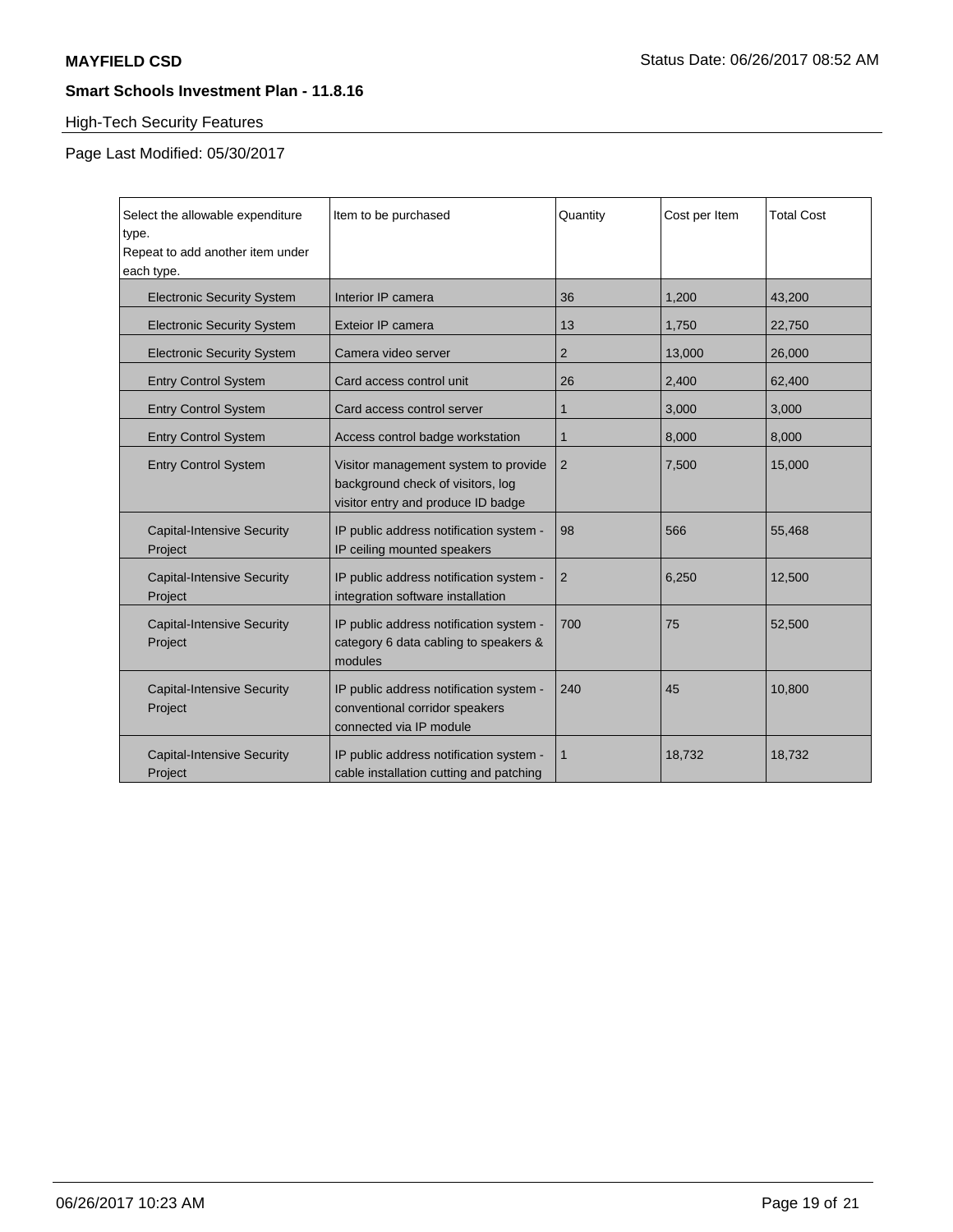**MAYFIELD CSD** Status Date: 06/26/2017 08:52 AM

**Smart Schools Investment Plan - 11.8.16**

High-Tech Security Features

Page Last Modified: 05/30/2017

| Select the allowable expenditure type. Repeat to add another item under each type. | Item to be purchased | Quantity | Cost per Item | Total Cost |
|---|---|---|---|---|
| Electronic Security System | Interior IP camera | 36 | 1,200 | 43,200 |
| Electronic Security System | Exteior IP camera | 13 | 1,750 | 22,750 |
| Electronic Security System | Camera video server | 2 | 13,000 | 26,000 |
| Entry Control System | Card access control unit | 26 | 2,400 | 62,400 |
| Entry Control System | Card access control server | 1 | 3,000 | 3,000 |
| Entry Control System | Access control badge workstation | 1 | 8,000 | 8,000 |
| Entry Control System | Visitor management system to provide background check of visitors, log visitor entry and produce ID badge | 2 | 7,500 | 15,000 |
| Capital-Intensive Security Project | IP public address notification system - IP ceiling mounted speakers | 98 | 566 | 55,468 |
| Capital-Intensive Security Project | IP public address notification system - integration software installation | 2 | 6,250 | 12,500 |
| Capital-Intensive Security Project | IP public address notification system - category 6 data cabling to speakers & modules | 700 | 75 | 52,500 |
| Capital-Intensive Security Project | IP public address notification system - conventional corridor speakers connected via IP module | 240 | 45 | 10,800 |
| Capital-Intensive Security Project | IP public address notification system - cable installation cutting and patching | 1 | 18,732 | 18,732 |